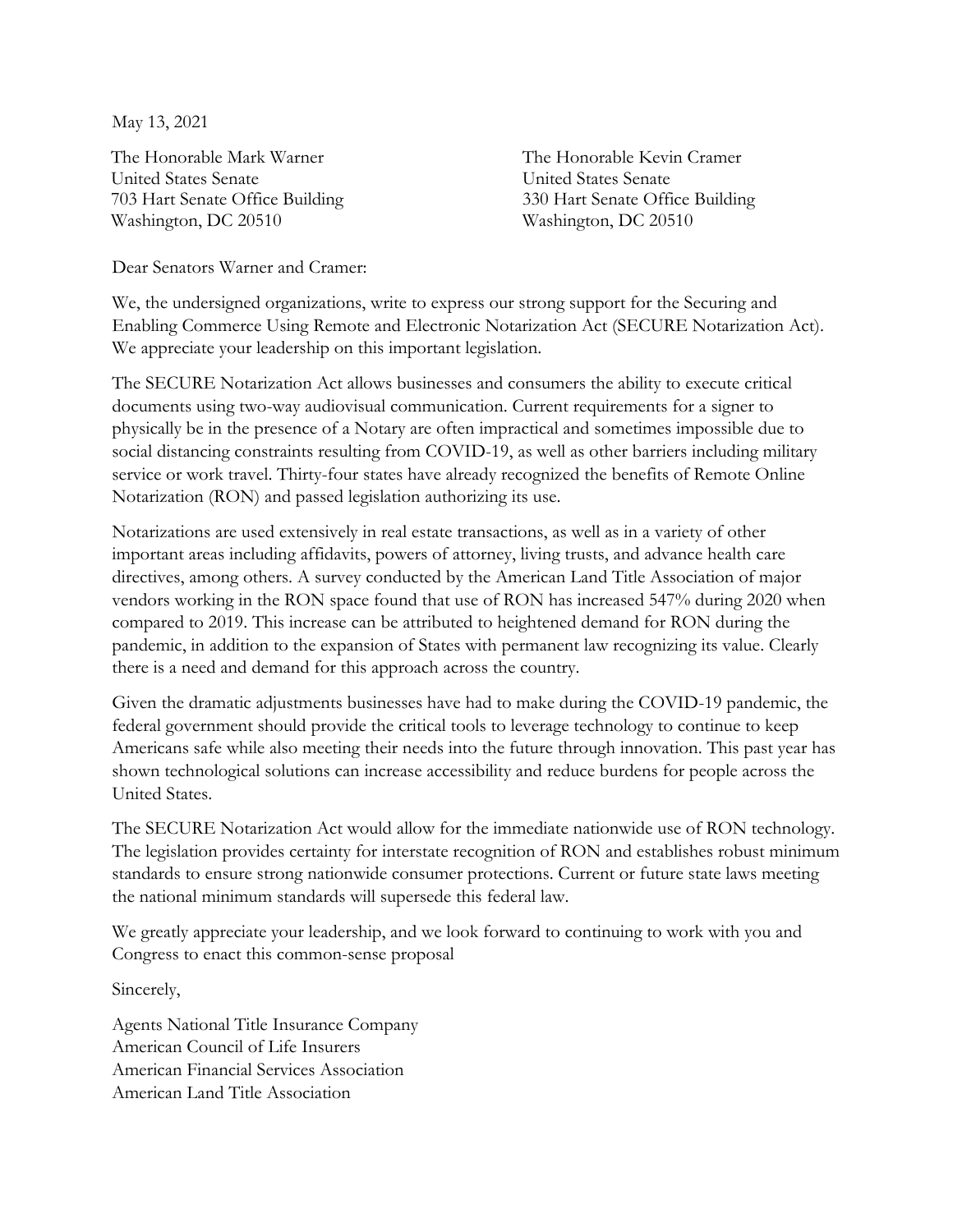May 13, 2021

The Honorable Mark Warner
United States Senate
703 Hart Senate Office Building
Washington, DC 20510

The Honorable Kevin Cramer
United States Senate
330 Hart Senate Office Building
Washington, DC 20510

Dear Senators Warner and Cramer:

We, the undersigned organizations, write to express our strong support for the Securing and Enabling Commerce Using Remote and Electronic Notarization Act (SECURE Notarization Act). We appreciate your leadership on this important legislation.

The SECURE Notarization Act allows businesses and consumers the ability to execute critical documents using two-way audiovisual communication. Current requirements for a signer to physically be in the presence of a Notary are often impractical and sometimes impossible due to social distancing constraints resulting from COVID-19, as well as other barriers including military service or work travel. Thirty-four states have already recognized the benefits of Remote Online Notarization (RON) and passed legislation authorizing its use.

Notarizations are used extensively in real estate transactions, as well as in a variety of other important areas including affidavits, powers of attorney, living trusts, and advance health care directives, among others. A survey conducted by the American Land Title Association of major vendors working in the RON space found that use of RON has increased 547% during 2020 when compared to 2019. This increase can be attributed to heightened demand for RON during the pandemic, in addition to the expansion of States with permanent law recognizing its value. Clearly there is a need and demand for this approach across the country.

Given the dramatic adjustments businesses have had to make during the COVID-19 pandemic, the federal government should provide the critical tools to leverage technology to continue to keep Americans safe while also meeting their needs into the future through innovation. This past year has shown technological solutions can increase accessibility and reduce burdens for people across the United States.

The SECURE Notarization Act would allow for the immediate nationwide use of RON technology. The legislation provides certainty for interstate recognition of RON and establishes robust minimum standards to ensure strong nationwide consumer protections. Current or future state laws meeting the national minimum standards will supersede this federal law.

We greatly appreciate your leadership, and we look forward to continuing to work with you and Congress to enact this common-sense proposal

Sincerely,

Agents National Title Insurance Company
American Council of Life Insurers
American Financial Services Association
American Land Title Association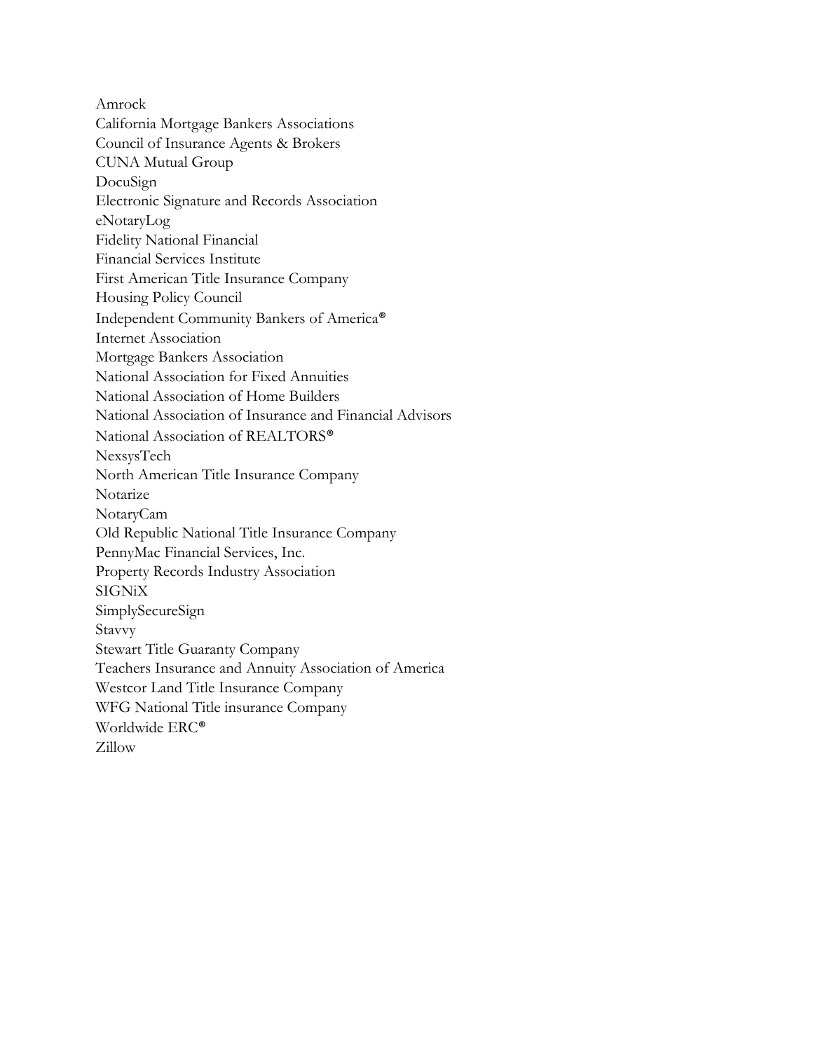Amrock
California Mortgage Bankers Associations
Council of Insurance Agents & Brokers
CUNA Mutual Group
DocuSign
Electronic Signature and Records Association
eNotaryLog
Fidelity National Financial
Financial Services Institute
First American Title Insurance Company
Housing Policy Council
Independent Community Bankers of America®
Internet Association
Mortgage Bankers Association
National Association for Fixed Annuities
National Association of Home Builders
National Association of Insurance and Financial Advisors
National Association of REALTORS®
NexsysTech
North American Title Insurance Company
Notarize
NotaryCam
Old Republic National Title Insurance Company
PennyMac Financial Services, Inc.
Property Records Industry Association
SIGNiX
SimplySecureSign
Stavvy
Stewart Title Guaranty Company
Teachers Insurance and Annuity Association of America
Westcor Land Title Insurance Company
WFG National Title insurance Company
Worldwide ERC®
Zillow